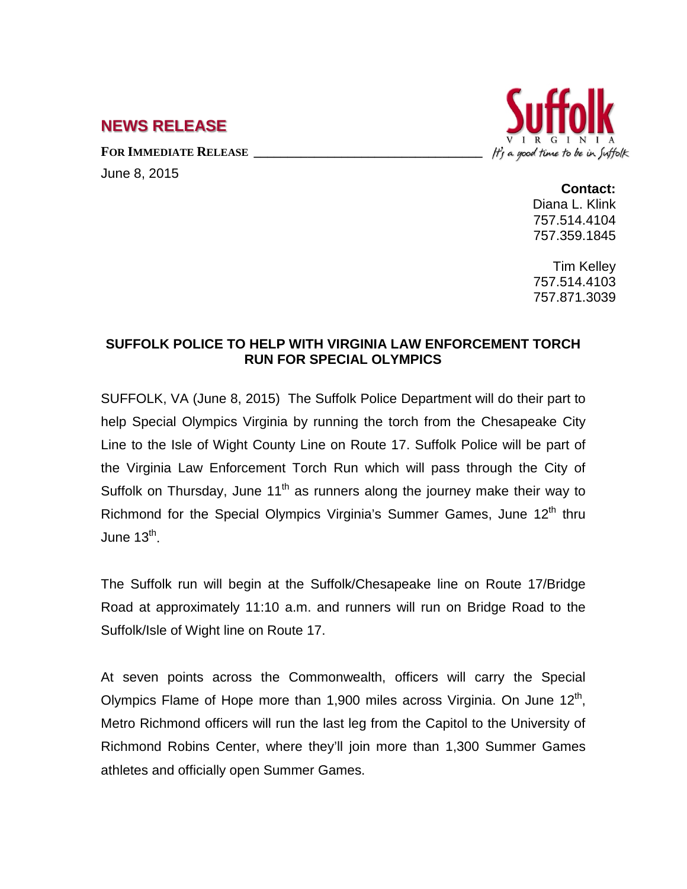## NEWS RELEASE

**FOR IMMEDIATE RELEASE**

June 8, 2015

Suffolk VIRGINIA — It's a good time to be in Suffolk

**Contact:**
Diana L. Klink
757.514.4104
757.359.1845

Tim Kelley
757.514.4103
757.871.3039

### SUFFOLK POLICE TO HELP WITH VIRGINIA LAW ENFORCEMENT TORCH RUN FOR SPECIAL OLYMPICS

SUFFOLK, VA (June 8, 2015) The Suffolk Police Department will do their part to help Special Olympics Virginia by running the torch from the Chesapeake City Line to the Isle of Wight County Line on Route 17. Suffolk Police will be part of the Virginia Law Enforcement Torch Run which will pass through the City of Suffolk on Thursday, June 11th as runners along the journey make their way to Richmond for the Special Olympics Virginia's Summer Games, June 12th thru June 13th.

The Suffolk run will begin at the Suffolk/Chesapeake line on Route 17/Bridge Road at approximately 11:10 a.m. and runners will run on Bridge Road to the Suffolk/Isle of Wight line on Route 17.

At seven points across the Commonwealth, officers will carry the Special Olympics Flame of Hope more than 1,900 miles across Virginia. On June 12th, Metro Richmond officers will run the last leg from the Capitol to the University of Richmond Robins Center, where they'll join more than 1,300 Summer Games athletes and officially open Summer Games.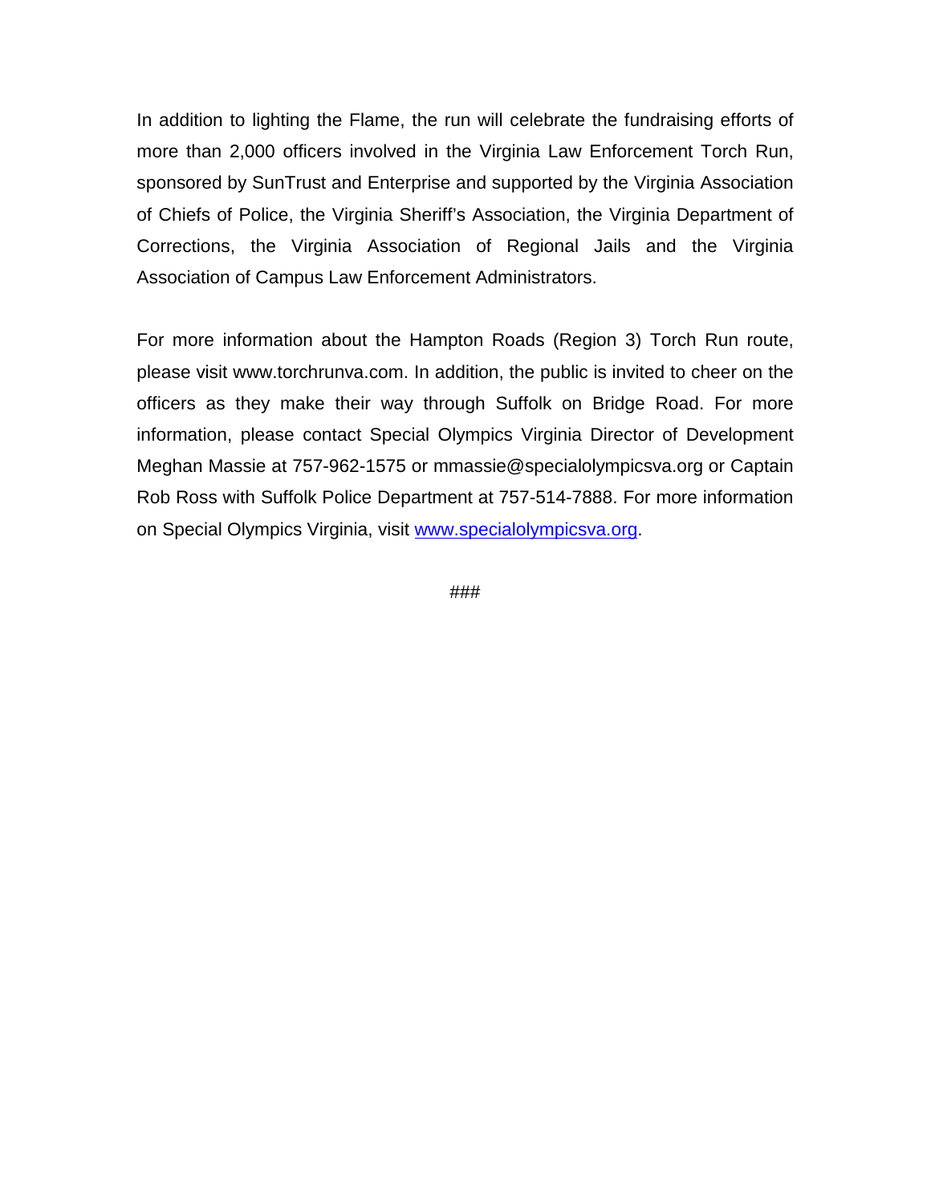In addition to lighting the Flame, the run will celebrate the fundraising efforts of more than 2,000 officers involved in the Virginia Law Enforcement Torch Run, sponsored by SunTrust and Enterprise and supported by the Virginia Association of Chiefs of Police, the Virginia Sheriff's Association, the Virginia Department of Corrections, the Virginia Association of Regional Jails and the Virginia Association of Campus Law Enforcement Administrators.

For more information about the Hampton Roads (Region 3) Torch Run route, please visit www.torchrunva.com. In addition, the public is invited to cheer on the officers as they make their way through Suffolk on Bridge Road. For more information, please contact Special Olympics Virginia Director of Development Meghan Massie at 757-962-1575 or mmassie@specialolympicsva.org or Captain Rob Ross with Suffolk Police Department at 757-514-7888. For more information on Special Olympics Virginia, visit [www.specialolympicsva.org](http://www.specialolympicsva.org).

###